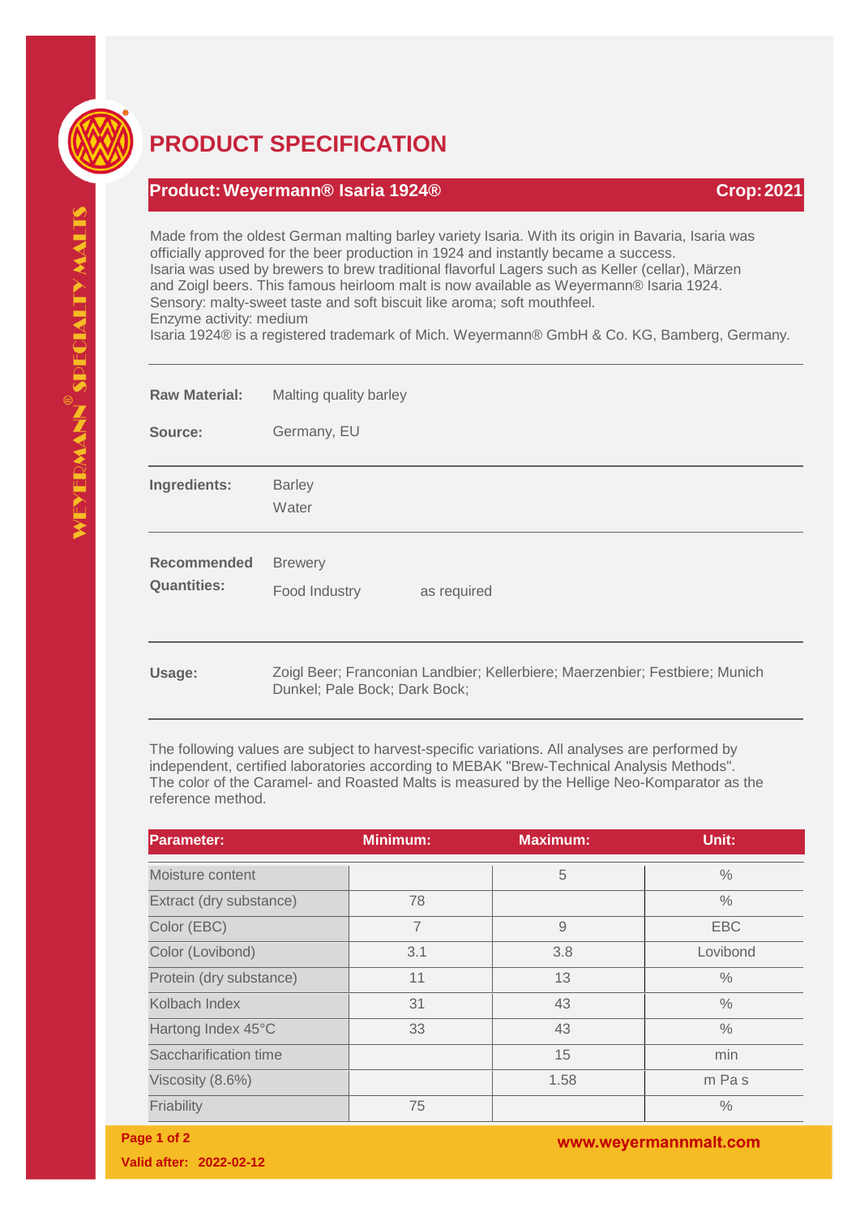# PRODUCT SPECIFICATION

## Product: Weyermann® Isaria 1924® — Crop: 2021

Made from the oldest German malting barley variety Isaria. With its origin in Bavaria, Isaria was officially approved for the beer production in 1924 and instantly became a success.
Isaria was used by brewers to brew traditional flavorful Lagers such as Keller (cellar), Märzen and Zoigl beers. This famous heirloom malt is now available as Weyermann® Isaria 1924.
Sensory: malty-sweet taste and soft biscuit like aroma; soft mouthfeel.
Enzyme activity: medium
Isaria 1924® is a registered trademark of Mich. Weyermann® GmbH & Co. KG, Bamberg, Germany.

**Raw Material:** Malting quality barley

**Source:** Germany, EU

**Ingredients:** Barley, Water

**Recommended Quantities:** Brewery, Food Industry — as required

**Usage:** Zoigl Beer; Franconian Landbier; Kellerbiere; Maerzenbier; Festbiere; Munich Dunkel; Pale Bock; Dark Bock;

The following values are subject to harvest-specific variations. All analyses are performed by independent, certified laboratories according to MEBAK "Brew-Technical Analysis Methods". The color of the Caramel- and Roasted Malts is measured by the Hellige Neo-Komparator as the reference method.

| Parameter: | Minimum: | Maximum: | Unit: |
|---|---|---|---|
| Moisture content | | 5 | % |
| Extract (dry substance) | 78 | | % |
| Color (EBC) | 7 | 9 | EBC |
| Color (Lovibond) | 3.1 | 3.8 | Lovibond |
| Protein (dry substance) | 11 | 13 | % |
| Kolbach Index | 31 | 43 | % |
| Hartong Index 45°C | 33 | 43 | % |
| Saccharification time | | 15 | min |
| Viscosity (8.6%) | | 1.58 | m Pa s |
| Friability | 75 | | % |

Valid after: 2022-02-12

www.weyermannmalt.com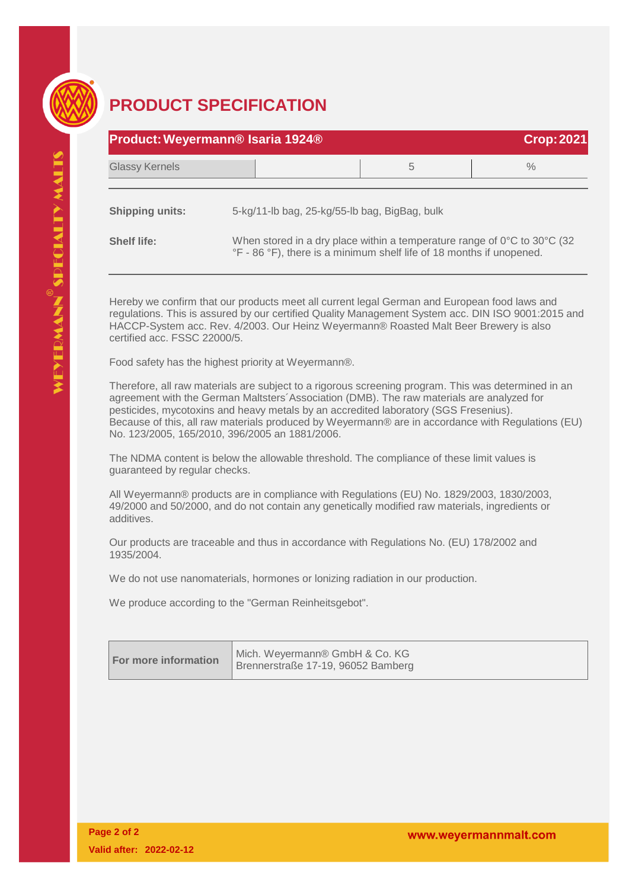# PRODUCT SPECIFICATION

| Product: Weyermann® Isaria 1924® | | | Crop: 2021 |
|---|---|---|---|
| Glassy Kernels | | 5 | % |

**Shipping units:** 5-kg/11-lb bag, 25-kg/55-lb bag, BigBag, bulk

**Shelf life:** When stored in a dry place within a temperature range of 0°C to 30°C (32 °F - 86 °F), there is a minimum shelf life of 18 months if unopened.

Hereby we confirm that our products meet all current legal German and European food laws and regulations. This is assured by our certified Quality Management System acc. DIN ISO 9001:2015 and HACCP-System acc. Rev. 4/2003. Our Heinz Weyermann® Roasted Malt Beer Brewery is also certified acc. FSSC 22000/5.

Food safety has the highest priority at Weyermann®.

Therefore, all raw materials are subject to a rigorous screening program. This was determined in an agreement with the German Maltsters´Association (DMB). The raw materials are analyzed for pesticides, mycotoxins and heavy metals by an accredited laboratory (SGS Fresenius).
Because of this, all raw materials produced by Weyermann® are in accordance with Regulations (EU) No. 123/2005, 165/2010, 396/2005 an 1881/2006.

The NDMA content is below the allowable threshold. The compliance of these limit values is guaranteed by regular checks.

All Weyermann® products are in compliance with Regulations (EU) No. 1829/2003, 1830/2003, 49/2000 and 50/2000, and do not contain any genetically modified raw materials, ingredients or additives.

Our products are traceable and thus in accordance with Regulations No. (EU) 178/2002 and 1935/2004.

We do not use nanomaterials, hormones or Ionizing radiation in our production.

We produce according to the "German Reinheitsgebot".

| | |
|---|---|
| **For more information** | Mich. Weyermann® GmbH & Co. KG<br>Brennerstraße 17-19, 96052 Bamberg |

**Valid after: 2022-02-12**

www.weyermannmalt.com